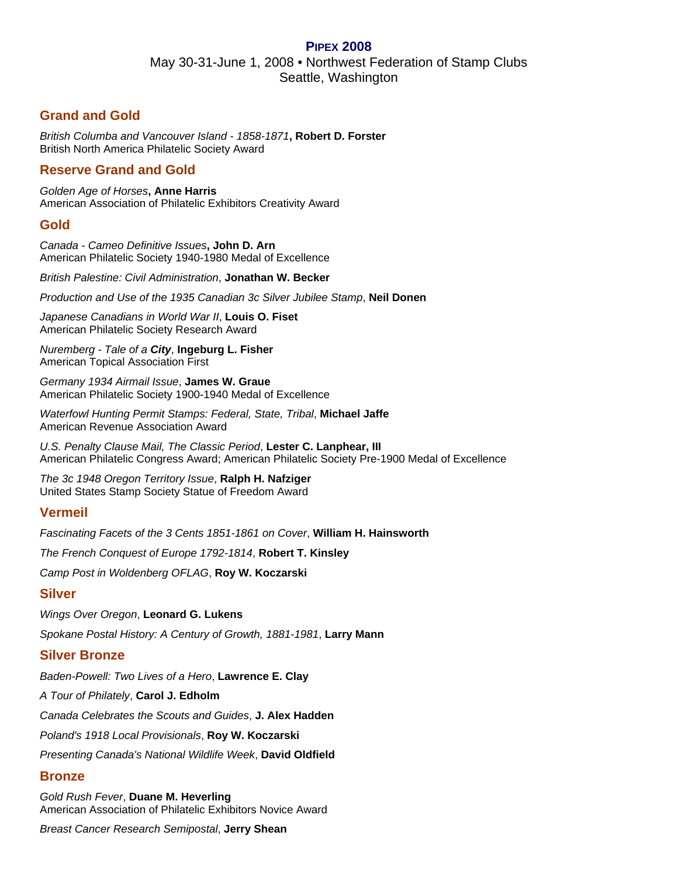# PIPEX 2008

May 30-31-June 1, 2008 • Northwest Federation of Stamp Clubs
Seattle, Washington

## Grand and Gold

*British Columba and Vancouver Island - 1858-1871*, **Robert D. Forster**
British North America Philatelic Society Award

## Reserve Grand and Gold

*Golden Age of Horses*, **Anne Harris**
American Association of Philatelic Exhibitors Creativity Award

## Gold

*Canada - Cameo Definitive Issues*, **John D. Arn**
American Philatelic Society 1940-1980 Medal of Excellence

*British Palestine: Civil Administration*, **Jonathan W. Becker**

*Production and Use of the 1935 Canadian 3c Silver Jubilee Stamp*, **Neil Donen**

*Japanese Canadians in World War II*, **Louis O. Fiset**
American Philatelic Society Research Award

*Nuremberg - Tale of a* ***City***, **Ingeburg L. Fisher**
American Topical Association First

*Germany 1934 Airmail Issue*, **James W. Graue**
American Philatelic Society 1900-1940 Medal of Excellence

*Waterfowl Hunting Permit Stamps: Federal, State, Tribal*, **Michael Jaffe**
American Revenue Association Award

*U.S. Penalty Clause Mail, The Classic Period*, **Lester C. Lanphear, III**
American Philatelic Congress Award; American Philatelic Society Pre-1900 Medal of Excellence

*The 3c 1948 Oregon Territory Issue*, **Ralph H. Nafziger**
United States Stamp Society Statue of Freedom Award

## Vermeil

*Fascinating Facets of the 3 Cents 1851-1861 on Cover*, **William H. Hainsworth**

*The French Conquest of Europe 1792-1814*, **Robert T. Kinsley**

*Camp Post in Woldenberg OFLAG*, **Roy W. Koczarski**

## Silver

*Wings Over Oregon*, **Leonard G. Lukens**

*Spokane Postal History: A Century of Growth, 1881-1981*, **Larry Mann**

## Silver Bronze

*Baden-Powell: Two Lives of a Hero*, **Lawrence E. Clay**

*A Tour of Philately*, **Carol J. Edholm**

*Canada Celebrates the Scouts and Guides*, **J. Alex Hadden**

*Poland's 1918 Local Provisionals*, **Roy W. Koczarski**

*Presenting Canada's National Wildlife Week*, **David Oldfield**

## Bronze

*Gold Rush Fever*, **Duane M. Heverling**
American Association of Philatelic Exhibitors Novice Award

*Breast Cancer Research Semipostal*, **Jerry Shean**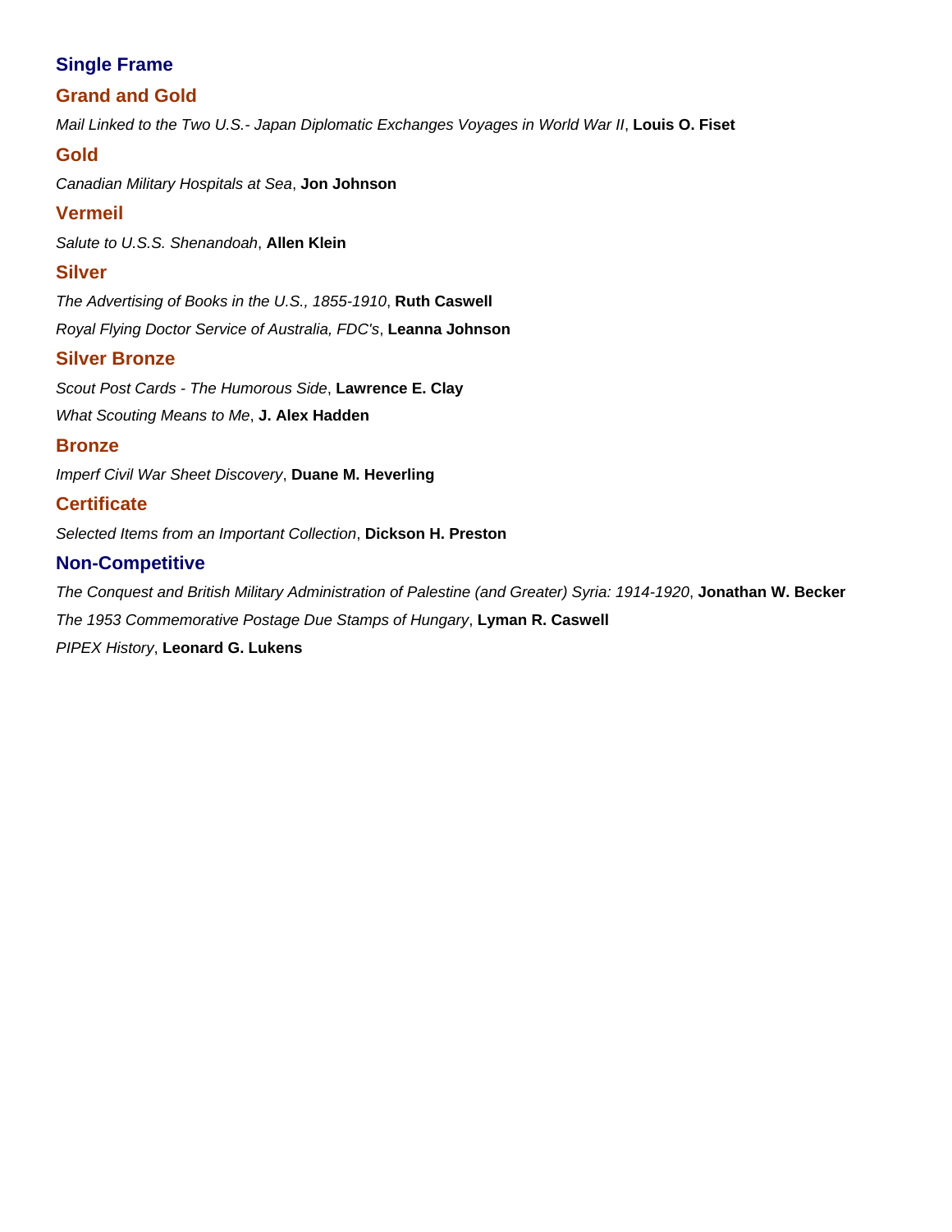## Single Frame

### Grand and Gold

*Mail Linked to the Two U.S.- Japan Diplomatic Exchanges Voyages in World War II*, **Louis O. Fiset**

### Gold

*Canadian Military Hospitals at Sea*, **Jon Johnson**

### Vermeil

*Salute to U.S.S. Shenandoah*, **Allen Klein**

### Silver

*The Advertising of Books in the U.S., 1855-1910*, **Ruth Caswell**

*Royal Flying Doctor Service of Australia, FDC's*, **Leanna Johnson**

### Silver Bronze

*Scout Post Cards - The Humorous Side*, **Lawrence E. Clay**

*What Scouting Means to Me*, **J. Alex Hadden**

### Bronze

*Imperf Civil War Sheet Discovery*, **Duane M. Heverling**

### Certificate

*Selected Items from an Important Collection*, **Dickson H. Preston**

## Non-Competitive

*The Conquest and British Military Administration of Palestine (and Greater) Syria: 1914-1920*, **Jonathan W. Becker**

*The 1953 Commemorative Postage Due Stamps of Hungary*, **Lyman R. Caswell**

*PIPEX History*, **Leonard G. Lukens**